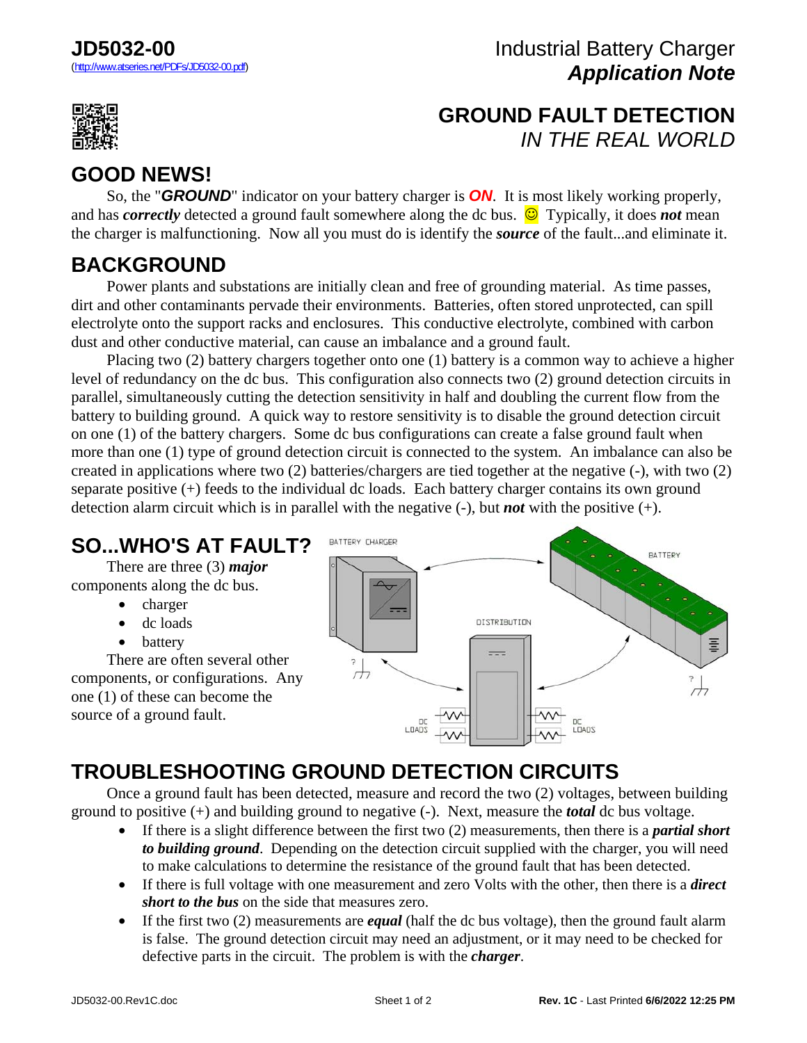**JD5032-00**
(http://www.atseries.net/PDFs/JD5032-00.pdf)

Industrial Battery Charger
***Application Note***

# GROUND FAULT DETECTION
## *IN THE REAL WORLD*

## GOOD NEWS!

So, the "***GROUND***" indicator on your battery charger is ***ON***. It is most likely working properly, and has ***correctly*** detected a ground fault somewhere along the dc bus. ☺ Typically, it does ***not*** mean the charger is malfunctioning. Now all you must do is identify the ***source*** of the fault...and eliminate it.

## BACKGROUND

Power plants and substations are initially clean and free of grounding material. As time passes, dirt and other contaminants pervade their environments. Batteries, often stored unprotected, can spill electrolyte onto the support racks and enclosures. This conductive electrolyte, combined with carbon dust and other conductive material, can cause an imbalance and a ground fault.

Placing two (2) battery chargers together onto one (1) battery is a common way to achieve a higher level of redundancy on the dc bus. This configuration also connects two (2) ground detection circuits in parallel, simultaneously cutting the detection sensitivity in half and doubling the current flow from the battery to building ground. A quick way to restore sensitivity is to disable the ground detection circuit on one (1) of the battery chargers. Some dc bus configurations can create a false ground fault when more than one (1) type of ground detection circuit is connected to the system. An imbalance can also be created in applications where two (2) batteries/chargers are tied together at the negative (-), with two (2) separate positive (+) feeds to the individual dc loads. Each battery charger contains its own ground detection alarm circuit which is in parallel with the negative (-), but ***not*** with the positive (+).

## SO...WHO'S AT FAULT?

There are three (3) ***major*** components along the dc bus.

- charger
- dc loads
- battery

There are often several other components, or configurations. Any one (1) of these can become the source of a ground fault.

## TROUBLESHOOTING GROUND DETECTION CIRCUITS

Once a ground fault has been detected, measure and record the two (2) voltages, between building ground to positive (+) and building ground to negative (-). Next, measure the ***total*** dc bus voltage.

- If there is a slight difference between the first two (2) measurements, then there is a ***partial short to building ground***. Depending on the detection circuit supplied with the charger, you will need to make calculations to determine the resistance of the ground fault that has been detected.
- If there is full voltage with one measurement and zero Volts with the other, then there is a ***direct short to the bus*** on the side that measures zero.
- If the first two (2) measurements are ***equal*** (half the dc bus voltage), then the ground fault alarm is false. The ground detection circuit may need an adjustment, or it may need to be checked for defective parts in the circuit. The problem is with the ***charger***.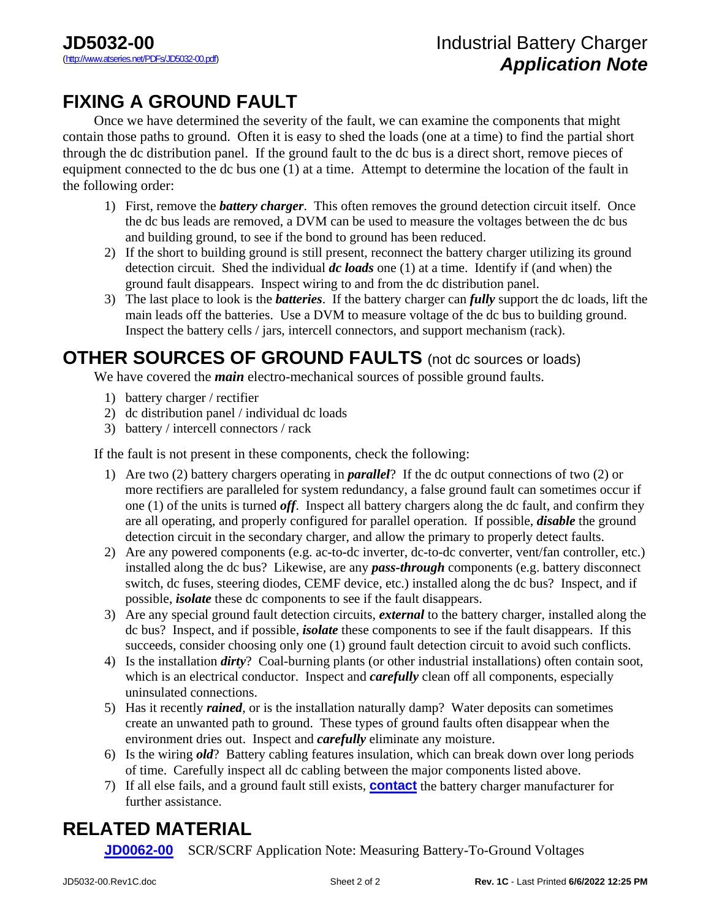## FIXING A GROUND FAULT

Once we have determined the severity of the fault, we can examine the components that might contain those paths to ground. Often it is easy to shed the loads (one at a time) to find the partial short through the dc distribution panel. If the ground fault to the dc bus is a direct short, remove pieces of equipment connected to the dc bus one (1) at a time. Attempt to determine the location of the fault in the following order:

1) First, remove the ***battery charger***. This often removes the ground detection circuit itself. Once the dc bus leads are removed, a DVM can be used to measure the voltages between the dc bus and building ground, to see if the bond to ground has been reduced.
2) If the short to building ground is still present, reconnect the battery charger utilizing its ground detection circuit. Shed the individual ***dc loads*** one (1) at a time. Identify if (and when) the ground fault disappears. Inspect wiring to and from the dc distribution panel.
3) The last place to look is the ***batteries***. If the battery charger can ***fully*** support the dc loads, lift the main leads off the batteries. Use a DVM to measure voltage of the dc bus to building ground. Inspect the battery cells / jars, intercell connectors, and support mechanism (rack).

## OTHER SOURCES OF GROUND FAULTS (not dc sources or loads)

We have covered the ***main*** electro-mechanical sources of possible ground faults.

1) battery charger / rectifier
2) dc distribution panel / individual dc loads
3) battery / intercell connectors / rack

If the fault is not present in these components, check the following:

1) Are two (2) battery chargers operating in ***parallel***? If the dc output connections of two (2) or more rectifiers are paralleled for system redundancy, a false ground fault can sometimes occur if one (1) of the units is turned ***off***. Inspect all battery chargers along the dc fault, and confirm they are all operating, and properly configured for parallel operation. If possible, ***disable*** the ground detection circuit in the secondary charger, and allow the primary to properly detect faults.
2) Are any powered components (e.g. ac-to-dc inverter, dc-to-dc converter, vent/fan controller, etc.) installed along the dc bus? Likewise, are any ***pass-through*** components (e.g. battery disconnect switch, dc fuses, steering diodes, CEMF device, etc.) installed along the dc bus? Inspect, and if possible, ***isolate*** these dc components to see if the fault disappears.
3) Are any special ground fault detection circuits, ***external*** to the battery charger, installed along the dc bus? Inspect, and if possible, ***isolate*** these components to see if the fault disappears. If this succeeds, consider choosing only one (1) ground fault detection circuit to avoid such conflicts.
4) Is the installation ***dirty***? Coal-burning plants (or other industrial installations) often contain soot, which is an electrical conductor. Inspect and ***carefully*** clean off all components, especially uninsulated connections.
5) Has it recently ***rained***, or is the installation naturally damp? Water deposits can sometimes create an unwanted path to ground. These types of ground faults often disappear when the environment dries out. Inspect and ***carefully*** eliminate any moisture.
6) Is the wiring ***old***? Battery cabling features insulation, which can break down over long periods of time. Carefully inspect all dc cabling between the major components listed above.
7) If all else fails, and a ground fault still exists, **contact** the battery charger manufacturer for further assistance.

## RELATED MATERIAL

**JD0062-00** SCR/SCRF Application Note: Measuring Battery-To-Ground Voltages